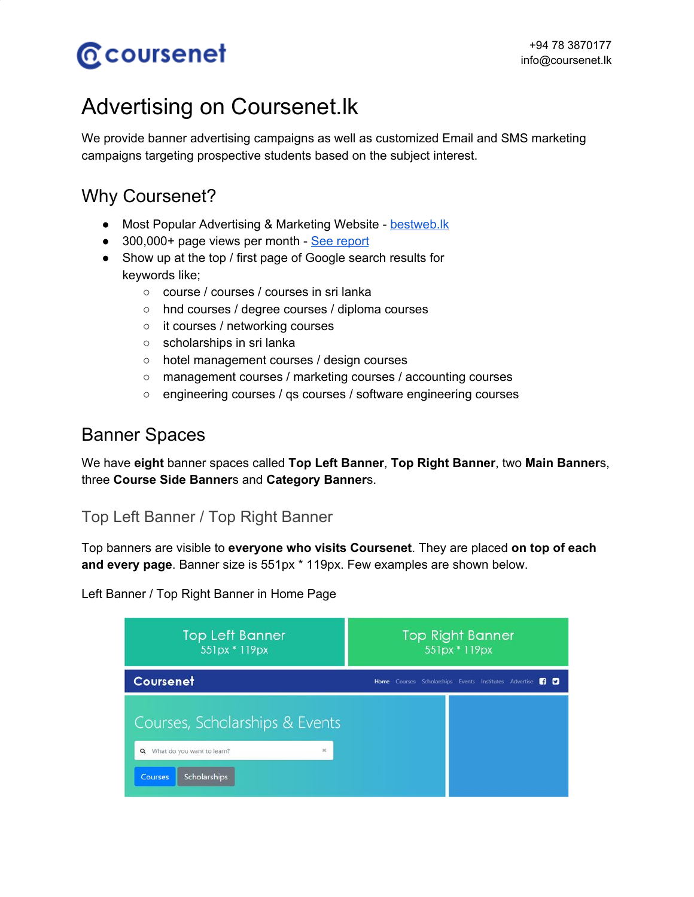coursenet

+94 78 3870177
info@coursenet.lk

# Advertising on Coursenet.lk

We provide banner advertising campaigns as well as customized Email and SMS marketing campaigns targeting prospective students based on the subject interest.

## Why Coursenet?

- Most Popular Advertising & Marketing Website - bestweb.lk
- 300,000+ page views per month - See report
- Show up at the top / first page of Google search results for keywords like;
  - course / courses / courses in sri lanka
  - hnd courses / degree courses / diploma courses
  - it courses / networking courses
  - scholarships in sri lanka
  - hotel management courses / design courses
  - management courses / marketing courses / accounting courses
  - engineering courses / qs courses / software engineering courses

## Banner Spaces

We have **eight** banner spaces called **Top Left Banner**, **Top Right Banner**, two **Main Banner**s, three **Course Side Banner**s and **Category Banner**s.

### Top Left Banner / Top Right Banner

Top banners are visible to **everyone who visits Coursenet**. They are placed **on top of each and every page**. Banner size is 551px * 119px. Few examples are shown below.

Left Banner / Top Right Banner in Home Page

Top Left Banner
551px * 119px

Top Right Banner
551px * 119px

Coursenet

Home Courses Scholarships Events Institutes Advertise

Courses, Scholarships & Events

What do you want to learn?

Courses Scholarships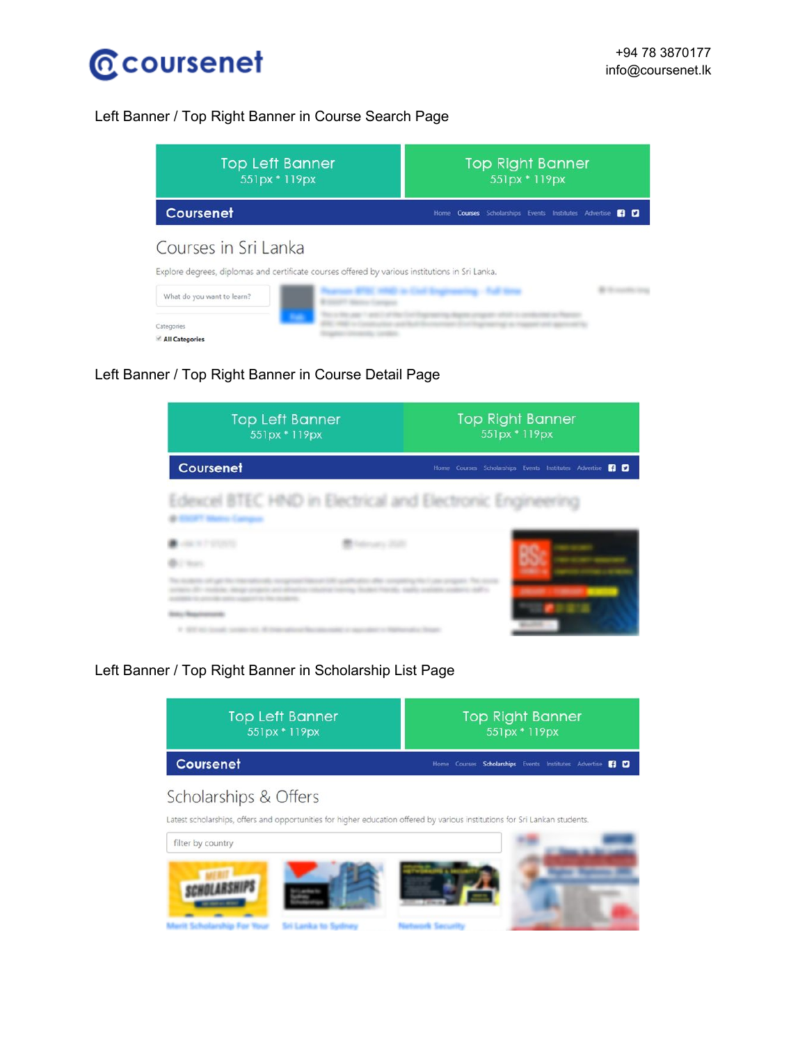# coursenet

+94 78 3870177
info@coursenet.lk

Left Banner / Top Right Banner in Course Search Page

Top Left Banner
551px * 119px

Top Right Banner
551px * 119px

Coursenet — Home · Courses · Scholarships · Events · Institutes · Advertise

Courses in Sri Lanka

Explore degrees, diplomas and certificate courses offered by various institutions in Sri Lanka.

What do you want to learn?

Categories

All Categories

Left Banner / Top Right Banner in Course Detail Page

Top Left Banner
551px * 119px

Top Right Banner
551px * 119px

Coursenet — Home · Courses · Scholarships · Events · Institutes · Advertise

Edexcel BTEC HND in Electrical and Electronic Engineering

Left Banner / Top Right Banner in Scholarship List Page

Top Left Banner
551px * 119px

Top Right Banner
551px * 119px

Coursenet — Home · Courses · Scholarships · Events · Institutes · Advertise

Scholarships & Offers

Latest scholarships, offers and opportunities for higher education offered by various institutions for Sri Lankan students.

filter by country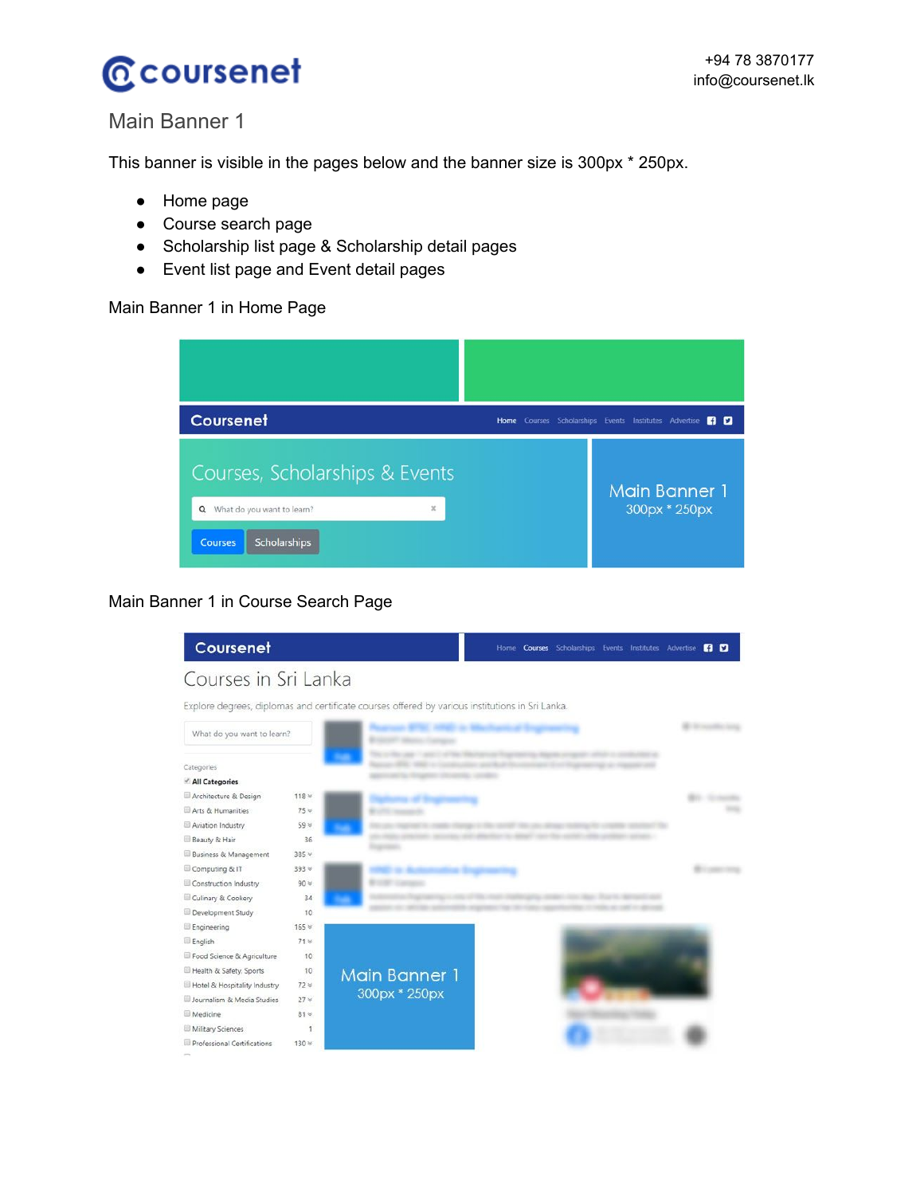## Main Banner 1

This banner is visible in the pages below and the banner size is 300px * 250px.

- Home page
- Course search page
- Scholarship list page & Scholarship detail pages
- Event list page and Event detail pages

Main Banner 1 in Home Page

Main Banner 1 in Course Search Page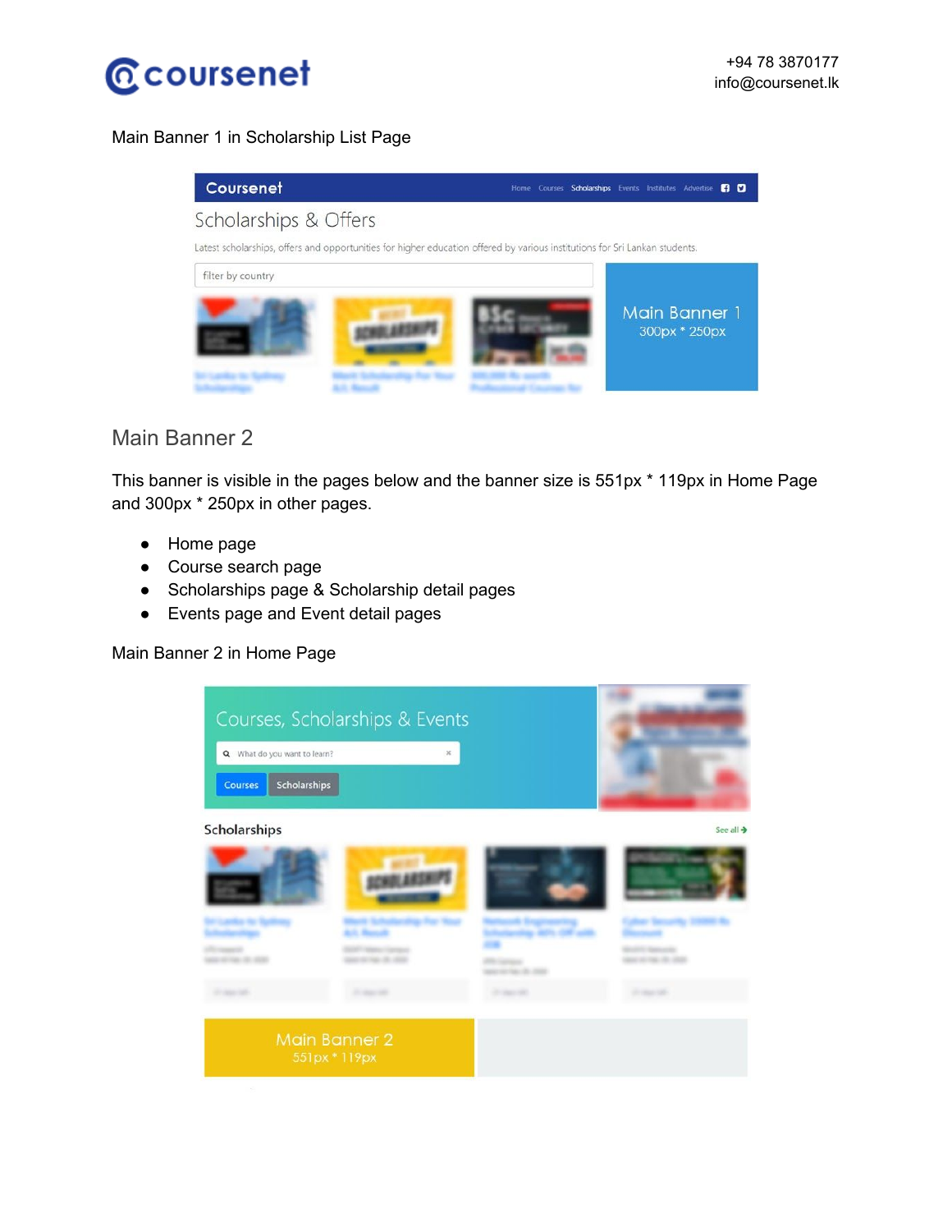Main Banner 1 in Scholarship List Page

## Main Banner 2

This banner is visible in the pages below and the banner size is 551px * 119px in Home Page and 300px * 250px in other pages.

- Home page
- Course search page
- Scholarships page & Scholarship detail pages
- Events page and Event detail pages

Main Banner 2 in Home Page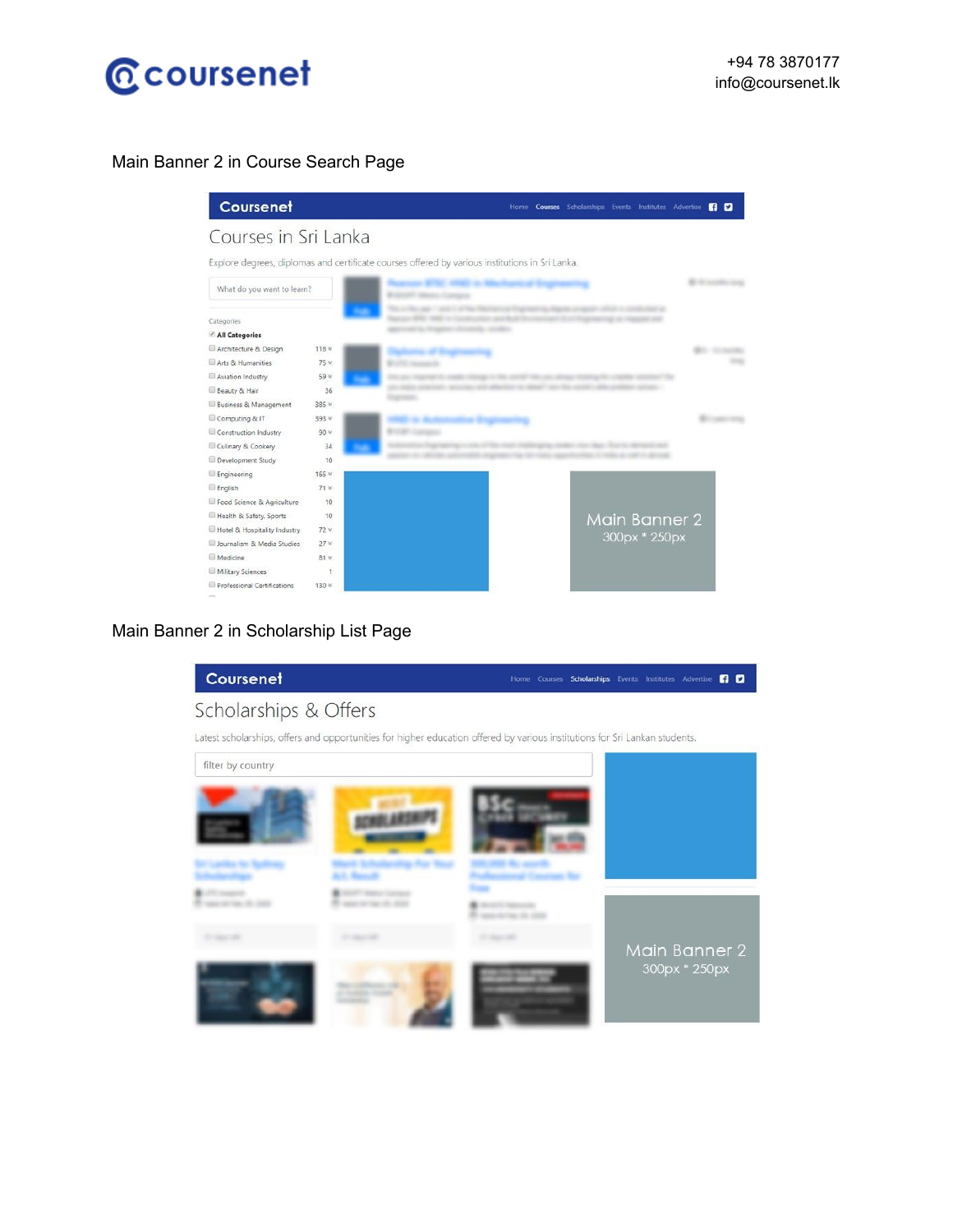## Main Banner 2 in Course Search Page

Coursenet

Home Courses Scholarships Events Institutes Advertise

Courses in Sri Lanka

Explore degrees, diplomas and certificate courses offered by various institutions in Sri Lanka.

What do you want to learn?

Categories

- All Categories
- Architecture & Design 118
- Arts & Humanities 75
- Aviation Industry 59
- Beauty & Hair 36
- Business & Management 385
- Computing & IT 595
- Construction Industry 90
- Culinary & Cookery 34
- Development Study 10
- Engineering 165
- English 71
- Food Science & Agriculture 10
- Health & Safety, Sports 10
- Hotel & Hospitality Industry 72
- Journalism & Media Studies 27
- Medicine 81
- Military Sciences 1
- Professional Certifications 130

Main Banner 2
300px * 250px

## Main Banner 2 in Scholarship List Page

Coursenet

Home Courses Scholarships Events Institutes Advertise

Scholarships & Offers

Latest scholarships, offers and opportunities for higher education offered by various institutions for Sri Lankan students.

filter by country

Main Banner 2
300px * 250px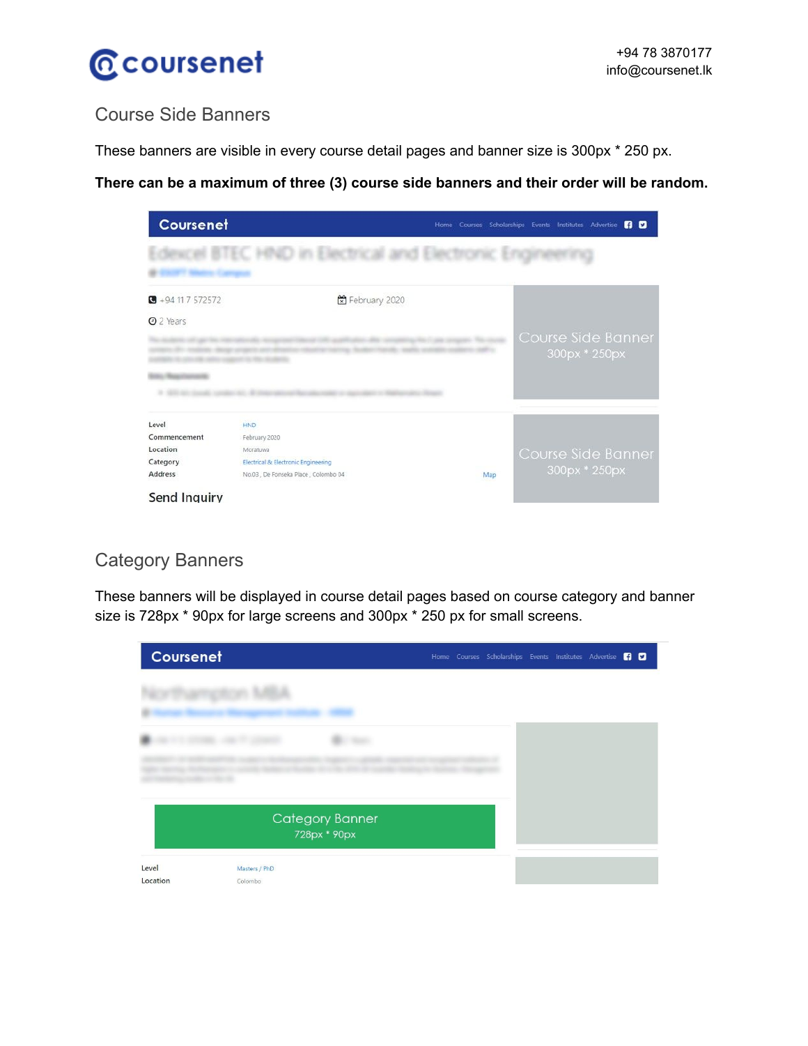## Course Side Banners

These banners are visible in every course detail pages and banner size is 300px * 250 px.

**There can be a maximum of three (3) course side banners and their order will be random.**

## Category Banners

These banners will be displayed in course detail pages based on course category and banner size is 728px * 90px for large screens and 300px * 250 px for small screens.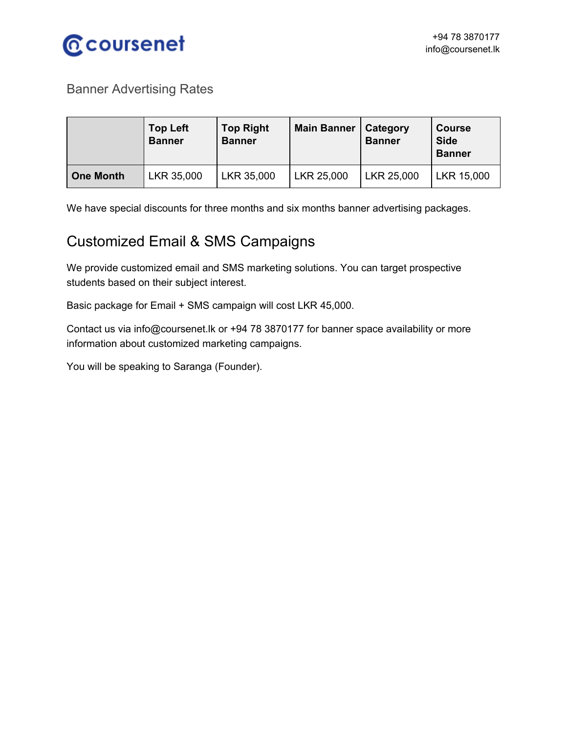Banner Advertising Rates

| | Top Left Banner | Top Right Banner | Main Banner | Category Banner | Course Side Banner |
|---|---|---|---|---|---|
| **One Month** | LKR 35,000 | LKR 35,000 | LKR 25,000 | LKR 25,000 | LKR 15,000 |

We have special discounts for three months and six months banner advertising packages.

## Customized Email & SMS Campaigns

We provide customized email and SMS marketing solutions. You can target prospective students based on their subject interest.

Basic package for Email + SMS campaign will cost LKR 45,000.

Contact us via info@coursenet.lk or +94 78 3870177 for banner space availability or more information about customized marketing campaigns.

You will be speaking to Saranga (Founder).